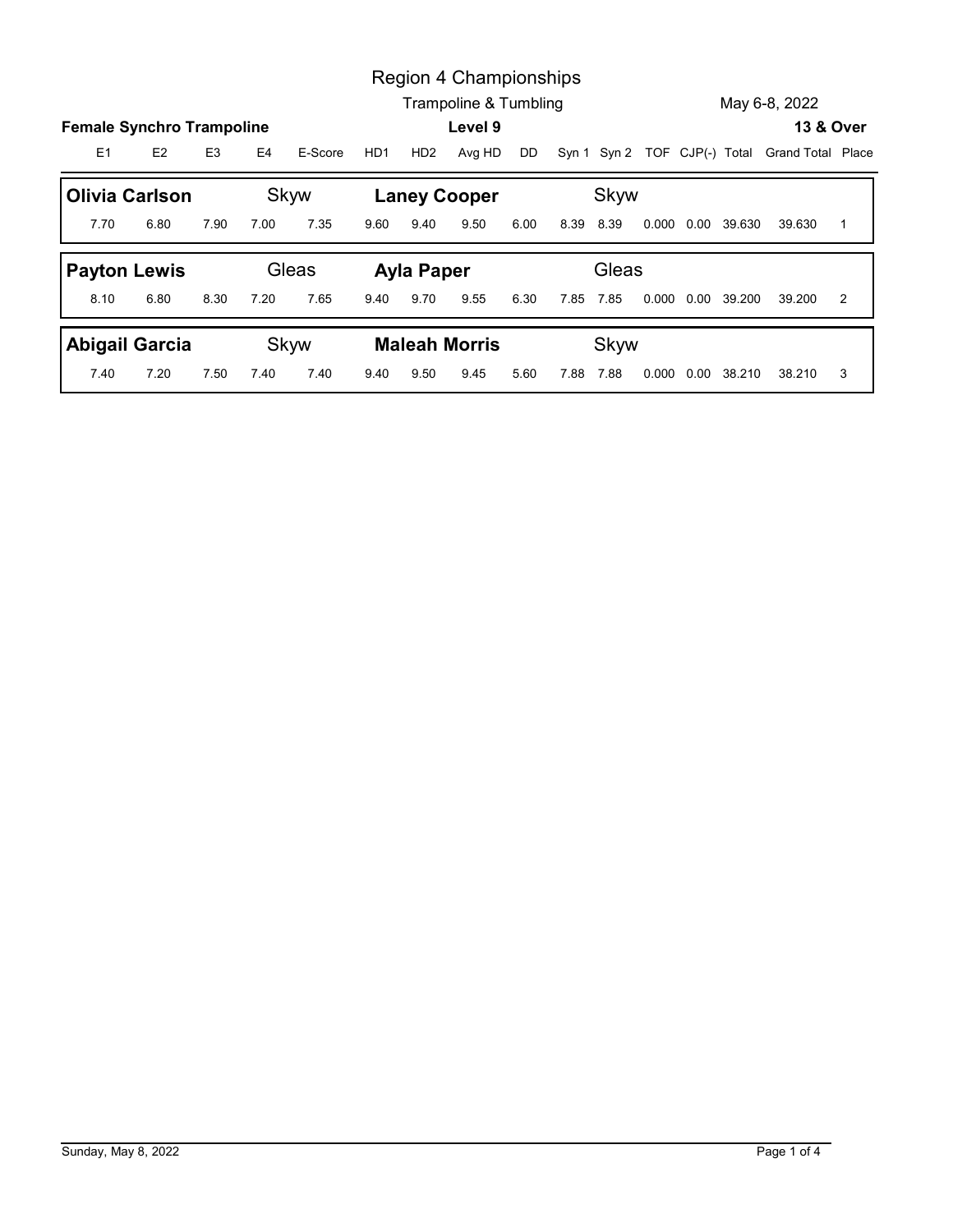# Region 4 Championships

Trampoline & Tumbling

May 6-8, 2022

**Female Synchro Trampoline** — **Level 9** — **13 & Over**

| E1 | E2 | E3 | E4 | E-Score | HD1 | HD2 | Avg HD | DD | Syn 1 | Syn 2 | TOF | CJP(-) | Total | Grand Total | Place |
|---|---|---|---|---|---|---|---|---|---|---|---|---|---|---|---|
| **Olivia Carlson** | | | Skyw | | **Laney Cooper** | | | | | Skyw | | | | | |
| 7.70 | 6.80 | 7.90 | 7.00 | 7.35 | 9.60 | 9.40 | 9.50 | 6.00 | 8.39 | 8.39 | 0.000 | 0.00 | 39.630 | 39.630 | 1 |
| **Payton Lewis** | | | Gleas | | **Ayla Paper** | | | | | Gleas | | | | | |
| 8.10 | 6.80 | 8.30 | 7.20 | 7.65 | 9.40 | 9.70 | 9.55 | 6.30 | 7.85 | 7.85 | 0.000 | 0.00 | 39.200 | 39.200 | 2 |
| **Abigail Garcia** | | | Skyw | | **Maleah Morris** | | | | | Skyw | | | | | |
| 7.40 | 7.20 | 7.50 | 7.40 | 7.40 | 9.40 | 9.50 | 9.45 | 5.60 | 7.88 | 7.88 | 0.000 | 0.00 | 38.210 | 38.210 | 3 |

Sunday, May 8, 2022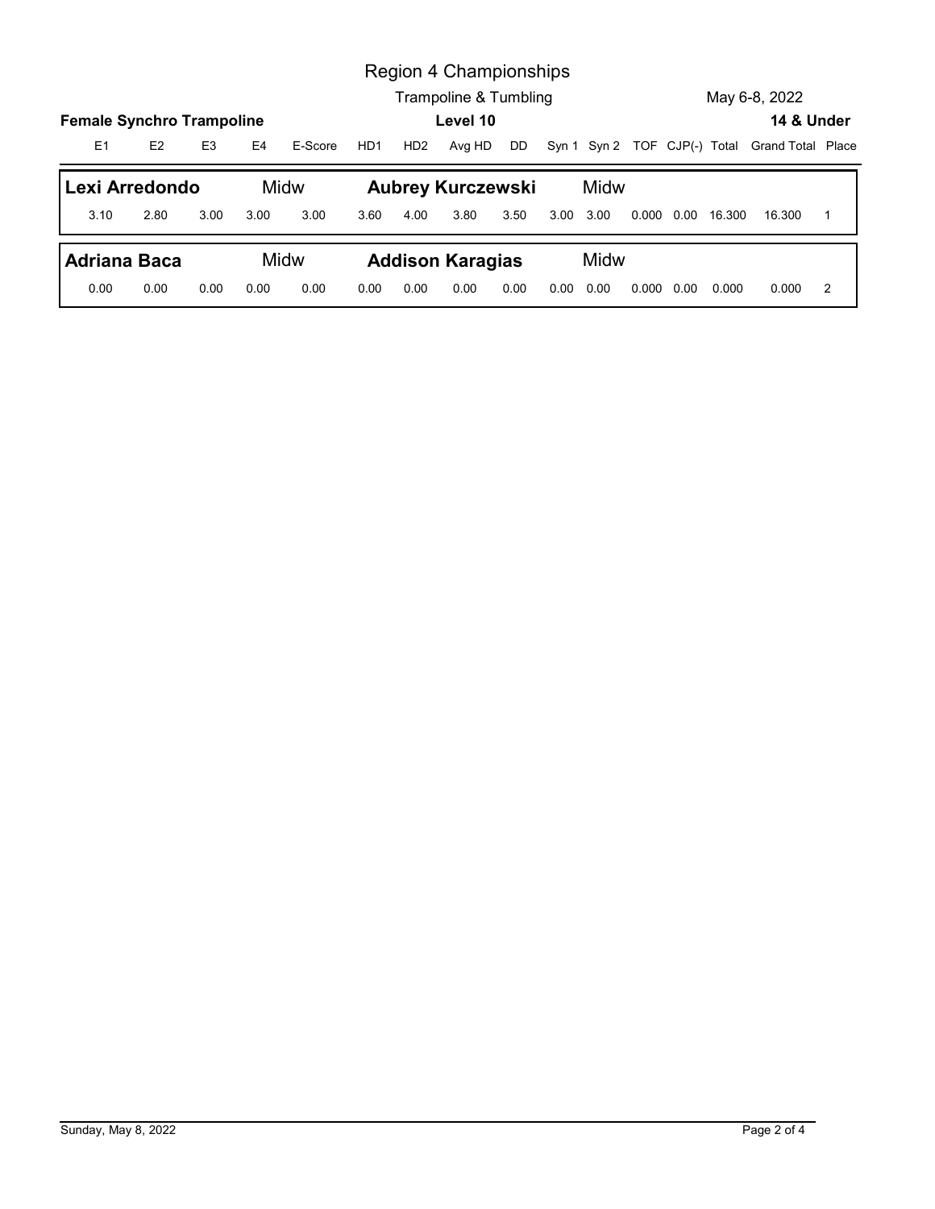# Region 4 Championships

Trampoline & Tumbling

May 6-8, 2022

**Female Synchro Trampoline** — **Level 10** — **14 & Under**

| E1 | E2 | E3 | E4 | E-Score | HD1 | HD2 | Avg HD | DD | Syn 1 | Syn 2 | TOF | CJP(-) | Total | Grand Total | Place |
|---|---|---|---|---|---|---|---|---|---|---|---|---|---|---|---|
| **Lexi Arredondo** | | | Midw | | **Aubrey Kurczewski** | | | | Midw | | | | | | |
| 3.10 | 2.80 | 3.00 | 3.00 | 3.00 | 3.60 | 4.00 | 3.80 | 3.50 | 3.00 | 3.00 | 0.000 | 0.00 | 16.300 | 16.300 | 1 |
| **Adriana Baca** | | | Midw | | **Addison Karagias** | | | | Midw | | | | | | |
| 0.00 | 0.00 | 0.00 | 0.00 | 0.00 | 0.00 | 0.00 | 0.00 | 0.00 | 0.00 | 0.00 | 0.000 | 0.00 | 0.000 | 0.000 | 2 |

Sunday, May 8, 2022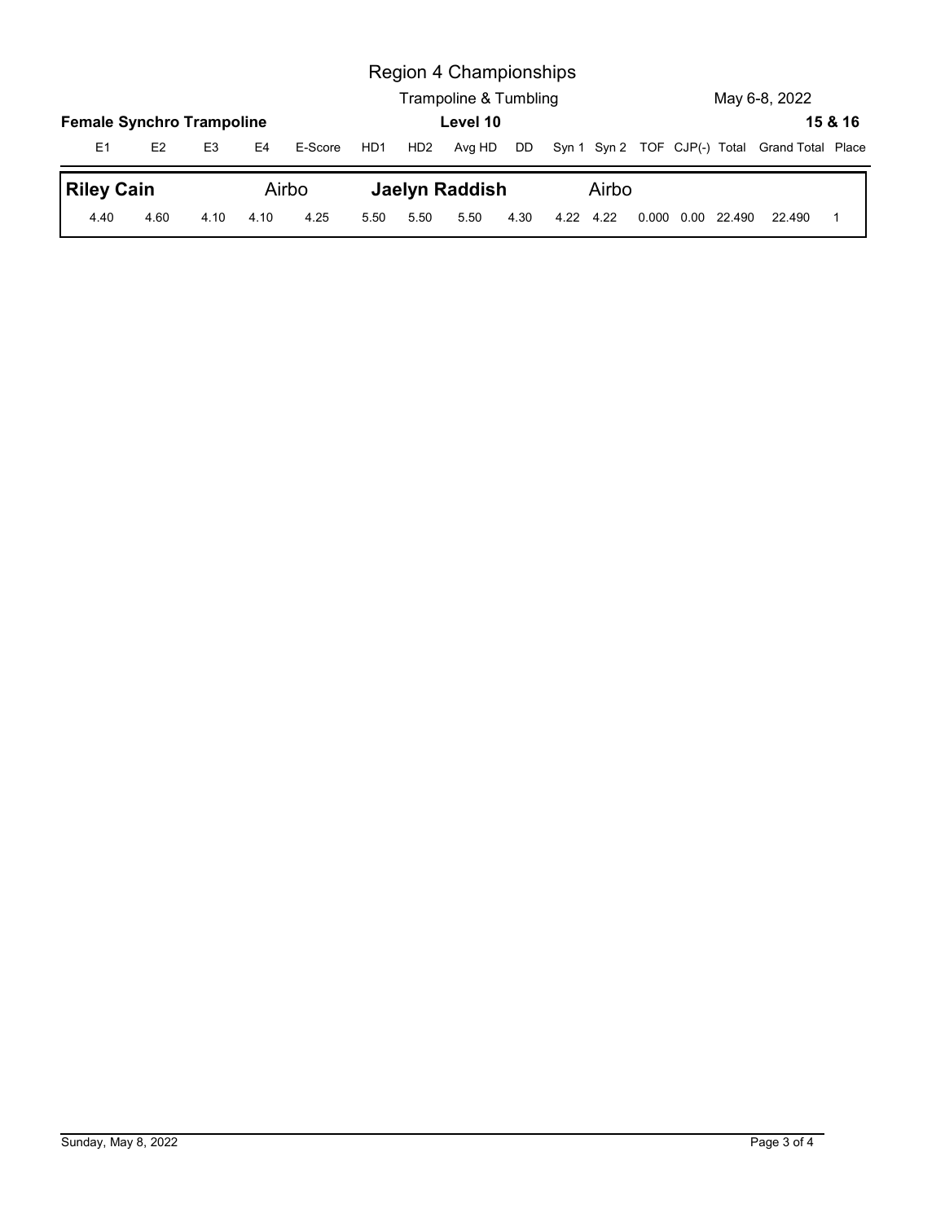# Region 4 Championships

## Trampoline & Tumbling

May 6-8, 2022

**Female Synchro Trampoline** — **Level 10** — **15 & 16**

| E1 | E2 | E3 | E4 | E-Score | HD1 | HD2 | Avg HD | DD | Syn 1 | Syn 2 | TOF | CJP(-) | Total | Grand Total | Place |
|---|---|---|---|---|---|---|---|---|---|---|---|---|---|---|---|
| **Riley Cain** | | | Airbo | | **Jaelyn Raddish** | | | | | Airbo | | | | | |
| 4.40 | 4.60 | 4.10 | 4.10 | 4.25 | 5.50 | 5.50 | 5.50 | 4.30 | 4.22 | 4.22 | 0.000 | 0.00 | 22.490 | 22.490 | 1 |

Sunday, May 8, 2022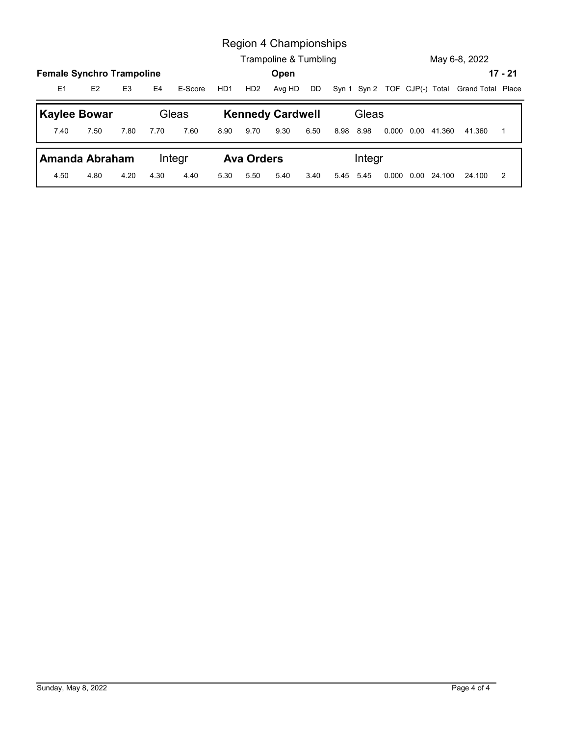# Region 4 Championships

Trampoline & Tumbling

May 6-8, 2022

**Female Synchro Trampoline** **Open** **17 - 21**

| E1 | E2 | E3 | E4 | E-Score | HD1 | HD2 | Avg HD | DD | Syn 1 | Syn 2 | TOF | CJP(-) | Total | Grand Total | Place |
|---|---|---|---|---|---|---|---|---|---|---|---|---|---|---|---|
| **Kaylee Bowar** | | | Gleas | | **Kennedy Cardwell** | | | | | Gleas | | | | | |
| 7.40 | 7.50 | 7.80 | 7.70 | 7.60 | 8.90 | 9.70 | 9.30 | 6.50 | 8.98 | 8.98 | 0.000 | 0.00 | 41.360 | 41.360 | 1 |
| **Amanda Abraham** | | | Integr | | **Ava Orders** | | | | | Integr | | | | | |
| 4.50 | 4.80 | 4.20 | 4.30 | 4.40 | 5.30 | 5.50 | 5.40 | 3.40 | 5.45 | 5.45 | 0.000 | 0.00 | 24.100 | 24.100 | 2 |

Sunday, May 8, 2022